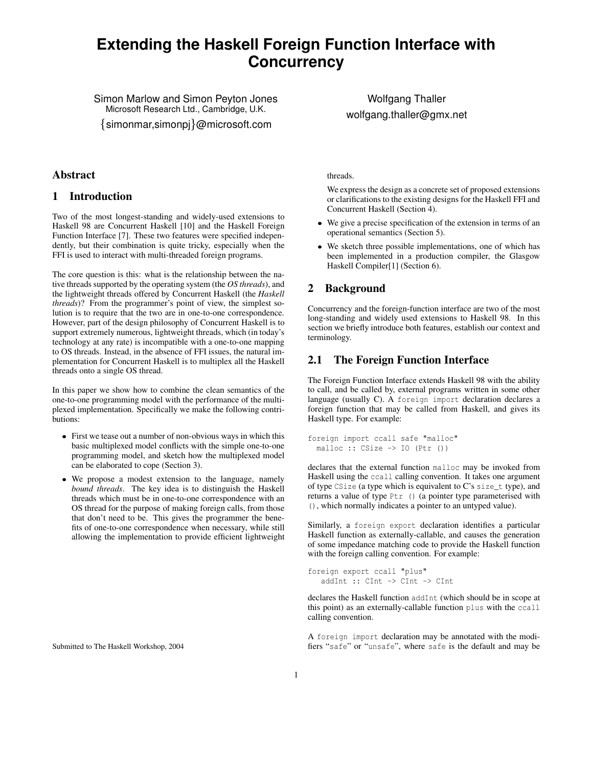# Extending the Haskell Foreign Function Interface with Concurrency

Simon Marlow and Simon Peyton Jones
Microsoft Research Ltd., Cambridge, U.K.
{simonmar,simonpj}@microsoft.com

Wolfgang Thaller
wolfgang.thaller@gmx.net

## Abstract

## 1 Introduction

Two of the most longest-standing and widely-used extensions to Haskell 98 are Concurrent Haskell [10] and the Haskell Foreign Function Interface [7]. These two features were specified independently, but their combination is quite tricky, especially when the FFI is used to interact with multi-threaded foreign programs.

The core question is this: what is the relationship between the native threads supported by the operating system (the *OS threads*), and the lightweight threads offered by Concurrent Haskell (the *Haskell threads*)? From the programmer's point of view, the simplest solution is to require that the two are in one-to-one correspondence. However, part of the design philosophy of Concurrent Haskell is to support extremely numerous, lightweight threads, which (in today's technology at any rate) is incompatible with a one-to-one mapping to OS threads. Instead, in the absence of FFI issues, the natural implementation for Concurrent Haskell is to multiplex all the Haskell threads onto a single OS thread.

In this paper we show how to combine the clean semantics of the one-to-one programming model with the performance of the multiplexed implementation. Specifically we make the following contributions:

- First we tease out a number of non-obvious ways in which this basic multiplexed model conflicts with the simple one-to-one programming model, and sketch how the multiplexed model can be elaborated to cope (Section 3).
- We propose a modest extension to the language, namely *bound threads*. The key idea is to distinguish the Haskell threads which must be in one-to-one correspondence with an OS thread for the purpose of making foreign calls, from those that don't need to be. This gives the programmer the benefits of one-to-one correspondence when necessary, while still allowing the implementation to provide efficient lightweight threads.

  We express the design as a concrete set of proposed extensions or clarifications to the existing designs for the Haskell FFI and Concurrent Haskell (Section 4).
- We give a precise specification of the extension in terms of an operational semantics (Section 5).
- We sketch three possible implementations, one of which has been implemented in a production compiler, the Glasgow Haskell Compiler[1] (Section 6).

Submitted to The Haskell Workshop, 2004

## 2 Background

Concurrency and the foreign-function interface are two of the most long-standing and widely used extensions to Haskell 98. In this section we briefly introduce both features, establish our context and terminology.

## 2.1 The Foreign Function Interface

The Foreign Function Interface extends Haskell 98 with the ability to call, and be called by, external programs written in some other language (usually C). A `foreign import` declaration declares a foreign function that may be called from Haskell, and gives its Haskell type. For example:

```
foreign import ccall safe "malloc"
  malloc :: CSize -> IO (Ptr ())
```

declares that the external function `malloc` may be invoked from Haskell using the `ccall` calling convention. It takes one argument of type `CSize` (a type which is equivalent to C's `size_t` type), and returns a value of type `Ptr ()` (a pointer type parameterised with `()`, which normally indicates a pointer to an untyped value).

Similarly, a `foreign export` declaration identifies a particular Haskell function as externally-callable, and causes the generation of some impedance matching code to provide the Haskell function with the foreign calling convention. For example:

```
foreign export ccall "plus"
   addInt :: CInt -> CInt -> CInt
```

declares the Haskell function `addInt` (which should be in scope at this point) as an externally-callable function `plus` with the `ccall` calling convention.

A `foreign import` declaration may be annotated with the modifiers "`safe`" or "`unsafe`", where `safe` is the default and may be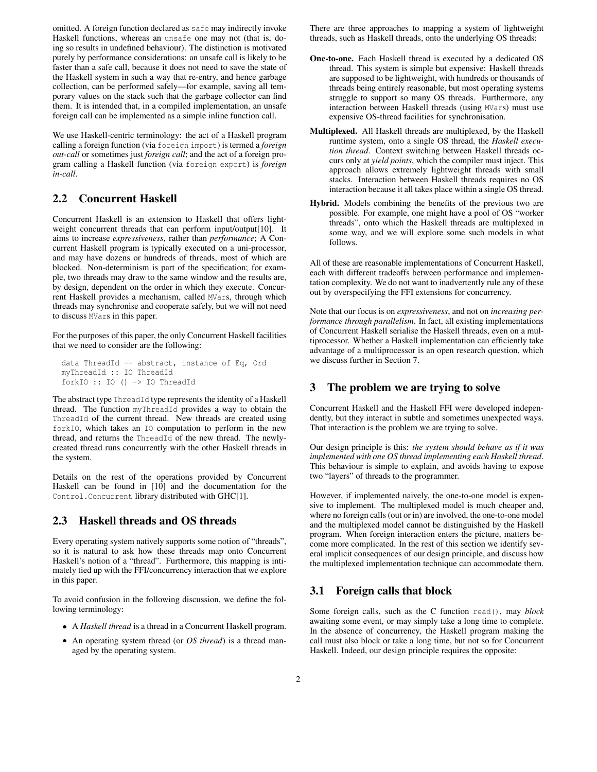omitted. A foreign function declared as `safe` may indirectly invoke Haskell functions, whereas an `unsafe` one may not (that is, doing so results in undefined behaviour). The distinction is motivated purely by performance considerations: an unsafe call is likely to be faster than a safe call, because it does not need to save the state of the Haskell system in such a way that re-entry, and hence garbage collection, can be performed safely—for example, saving all temporary values on the stack such that the garbage collector can find them. It is intended that, in a compiled implementation, an unsafe foreign call can be implemented as a simple inline function call.

We use Haskell-centric terminology: the act of a Haskell program calling a foreign function (via `foreign import`) is termed a *foreign out-call* or sometimes just *foreign call*; and the act of a foreign program calling a Haskell function (via `foreign export`) is *foreign in-call*.

## 2.2 Concurrent Haskell

Concurrent Haskell is an extension to Haskell that offers lightweight concurrent threads that can perform input/output[10]. It aims to increase *expressiveness*, rather than *performance*; A Concurrent Haskell program is typically executed on a uni-processor, and may have dozens or hundreds of threads, most of which are blocked. Non-determinism is part of the specification; for example, two threads may draw to the same window and the results are, by design, dependent on the order in which they execute. Concurrent Haskell provides a mechanism, called `MVar`s, through which threads may synchronise and cooperate safely, but we will not need to discuss `MVar`s in this paper.

For the purposes of this paper, the only Concurrent Haskell facilities that we need to consider are the following:

```
data ThreadId -- abstract, instance of Eq, Ord
myThreadId :: IO ThreadId
forkIO :: IO () -> IO ThreadId
```

The abstract type `ThreadId` type represents the identity of a Haskell thread. The function `myThreadId` provides a way to obtain the `ThreadId` of the current thread. New threads are created using `forkIO`, which takes an `IO` computation to perform in the new thread, and returns the `ThreadId` of the new thread. The newly-created thread runs concurrently with the other Haskell threads in the system.

Details on the rest of the operations provided by Concurrent Haskell can be found in [10] and the documentation for the `Control.Concurrent` library distributed with GHC[1].

## 2.3 Haskell threads and OS threads

Every operating system natively supports some notion of "threads", so it is natural to ask how these threads map onto Concurrent Haskell's notion of a "thread". Furthermore, this mapping is intimately tied up with the FFI/concurrency interaction that we explore in this paper.

To avoid confusion in the following discussion, we define the following terminology:

- A *Haskell thread* is a thread in a Concurrent Haskell program.
- An operating system thread (or *OS thread*) is a thread managed by the operating system.

There are three approaches to mapping a system of lightweight threads, such as Haskell threads, onto the underlying OS threads:

**One-to-one.** Each Haskell thread is executed by a dedicated OS thread. This system is simple but expensive: Haskell threads are supposed to be lightweight, with hundreds or thousands of threads being entirely reasonable, but most operating systems struggle to support so many OS threads. Furthermore, any interaction between Haskell threads (using `MVar`s) must use expensive OS-thread facilities for synchronisation.

**Multiplexed.** All Haskell threads are multiplexed, by the Haskell runtime system, onto a single OS thread, the *Haskell execution thread*. Context switching between Haskell threads occurs only at *yield points*, which the compiler must inject. This approach allows extremely lightweight threads with small stacks. Interaction between Haskell threads requires no OS interaction because it all takes place within a single OS thread.

**Hybrid.** Models combining the benefits of the previous two are possible. For example, one might have a pool of OS "worker threads", onto which the Haskell threads are multiplexed in some way, and we will explore some such models in what follows.

All of these are reasonable implementations of Concurrent Haskell, each with different tradeoffs between performance and implementation complexity. We do not want to inadvertently rule any of these out by overspecifying the FFI extensions for concurrency.

Note that our focus is on *expressiveness*, and not on *increasing performance through parallelism*. In fact, all existing implementations of Concurrent Haskell serialise the Haskell threads, even on a multiprocessor. Whether a Haskell implementation can efficiently take advantage of a multiprocessor is an open research question, which we discuss further in Section 7.

# 3 The problem we are trying to solve

Concurrent Haskell and the Haskell FFI were developed independently, but they interact in subtle and sometimes unexpected ways. That interaction is the problem we are trying to solve.

Our design principle is this: *the system should behave as if it was implemented with one OS thread implementing each Haskell thread.* This behaviour is simple to explain, and avoids having to expose two "layers" of threads to the programmer.

However, if implemented naively, the one-to-one model is expensive to implement. The multiplexed model is much cheaper and, where no foreign calls (out or in) are involved, the one-to-one model and the multiplexed model cannot be distinguished by the Haskell program. When foreign interaction enters the picture, matters become more complicated. In the rest of this section we identify several implicit consequences of our design principle, and discuss how the multiplexed implementation technique can accommodate them.

## 3.1 Foreign calls that block

Some foreign calls, such as the C function `read()`, may *block* awaiting some event, or may simply take a long time to complete. In the absence of concurrency, the Haskell program making the call must also block or take a long time, but not so for Concurrent Haskell. Indeed, our design principle requires the opposite: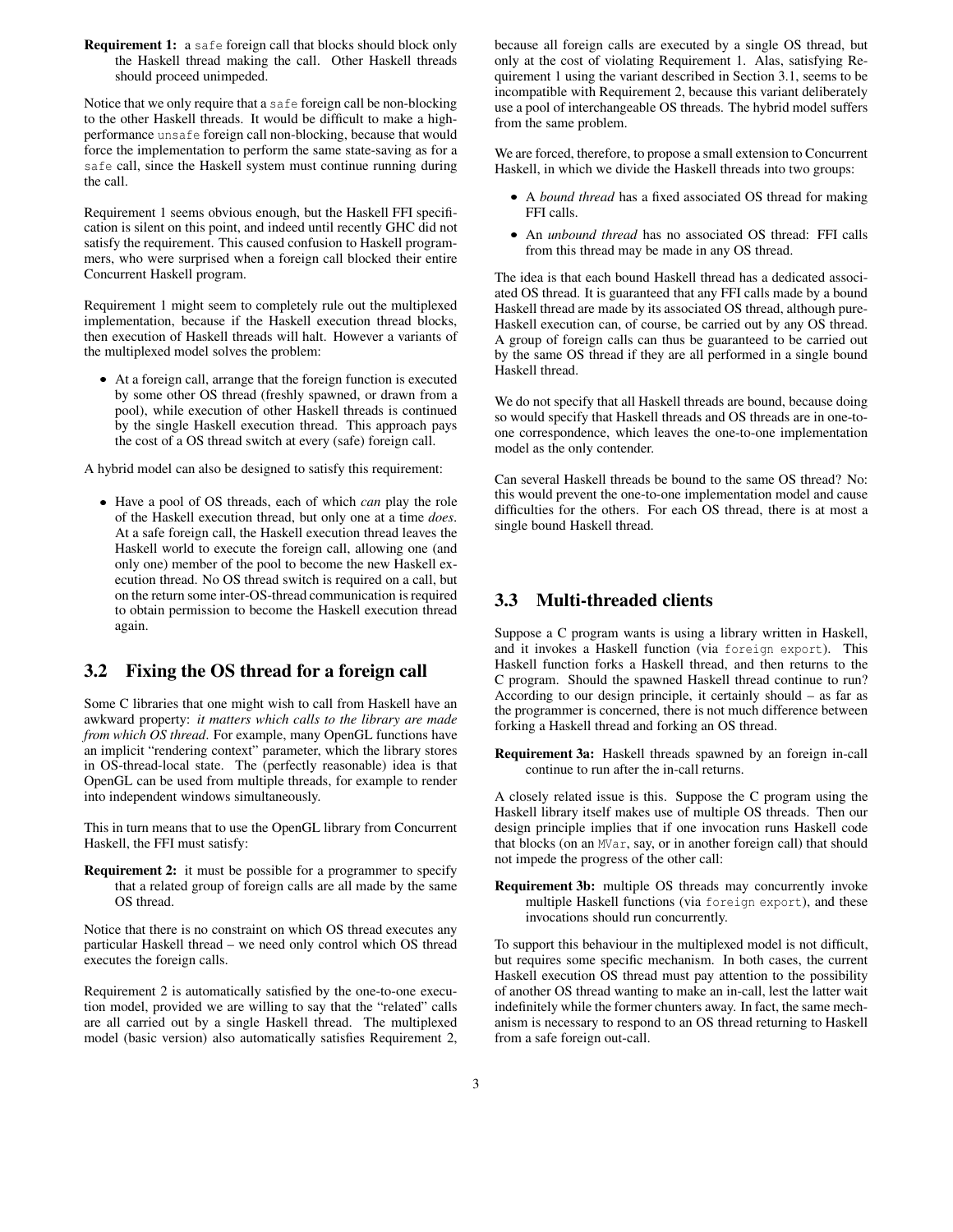**Requirement 1:** a `safe` foreign call that blocks should block only the Haskell thread making the call. Other Haskell threads should proceed unimpeded.

Notice that we only require that a `safe` foreign call be non-blocking to the other Haskell threads. It would be difficult to make a high-performance `unsafe` foreign call non-blocking, because that would force the implementation to perform the same state-saving as for a `safe` call, since the Haskell system must continue running during the call.

Requirement 1 seems obvious enough, but the Haskell FFI specification is silent on this point, and indeed until recently GHC did not satisfy the requirement. This caused confusion to Haskell programmers, who were surprised when a foreign call blocked their entire Concurrent Haskell program.

Requirement 1 might seem to completely rule out the multiplexed implementation, because if the Haskell execution thread blocks, then execution of Haskell threads will halt. However a variants of the multiplexed model solves the problem:

- At a foreign call, arrange that the foreign function is executed by some other OS thread (freshly spawned, or drawn from a pool), while execution of other Haskell threads is continued by the single Haskell execution thread. This approach pays the cost of a OS thread switch at every (safe) foreign call.

A hybrid model can also be designed to satisfy this requirement:

- Have a pool of OS threads, each of which *can* play the role of the Haskell execution thread, but only one at a time *does*. At a safe foreign call, the Haskell execution thread leaves the Haskell world to execute the foreign call, allowing one (and only one) member of the pool to become the new Haskell execution thread. No OS thread switch is required on a call, but on the return some inter-OS-thread communication is required to obtain permission to become the Haskell execution thread again.

## 3.2 Fixing the OS thread for a foreign call

Some C libraries that one might wish to call from Haskell have an awkward property: *it matters which calls to the library are made from which OS thread*. For example, many OpenGL functions have an implicit "rendering context" parameter, which the library stores in OS-thread-local state. The (perfectly reasonable) idea is that OpenGL can be used from multiple threads, for example to render into independent windows simultaneously.

This in turn means that to use the OpenGL library from Concurrent Haskell, the FFI must satisfy:

**Requirement 2:** it must be possible for a programmer to specify that a related group of foreign calls are all made by the same OS thread.

Notice that there is no constraint on which OS thread executes any particular Haskell thread – we need only control which OS thread executes the foreign calls.

Requirement 2 is automatically satisfied by the one-to-one execution model, provided we are willing to say that the "related" calls are all carried out by a single Haskell thread. The multiplexed model (basic version) also automatically satisfies Requirement 2, because all foreign calls are executed by a single OS thread, but only at the cost of violating Requirement 1. Alas, satisfying Requirement 1 using the variant described in Section 3.1, seems to be incompatible with Requirement 2, because this variant deliberately use a pool of interchangeable OS threads. The hybrid model suffers from the same problem.

We are forced, therefore, to propose a small extension to Concurrent Haskell, in which we divide the Haskell threads into two groups:

- A *bound thread* has a fixed associated OS thread for making FFI calls.
- An *unbound thread* has no associated OS thread: FFI calls from this thread may be made in any OS thread.

The idea is that each bound Haskell thread has a dedicated associated OS thread. It is guaranteed that any FFI calls made by a bound Haskell thread are made by its associated OS thread, although pure-Haskell execution can, of course, be carried out by any OS thread. A group of foreign calls can thus be guaranteed to be carried out by the same OS thread if they are all performed in a single bound Haskell thread.

We do not specify that all Haskell threads are bound, because doing so would specify that Haskell threads and OS threads are in one-to-one correspondence, which leaves the one-to-one implementation model as the only contender.

Can several Haskell threads be bound to the same OS thread? No: this would prevent the one-to-one implementation model and cause difficulties for the others. For each OS thread, there is at most a single bound Haskell thread.

## 3.3 Multi-threaded clients

Suppose a C program wants is using a library written in Haskell, and it invokes a Haskell function (via `foreign export`). This Haskell function forks a Haskell thread, and then returns to the C program. Should the spawned Haskell thread continue to run? According to our design principle, it certainly should – as far as the programmer is concerned, there is not much difference between forking a Haskell thread and forking an OS thread.

**Requirement 3a:** Haskell threads spawned by an foreign in-call continue to run after the in-call returns.

A closely related issue is this. Suppose the C program using the Haskell library itself makes use of multiple OS threads. Then our design principle implies that if one invocation runs Haskell code that blocks (on an `MVar`, say, or in another foreign call) that should not impede the progress of the other call:

**Requirement 3b:** multiple OS threads may concurrently invoke multiple Haskell functions (via `foreign export`), and these invocations should run concurrently.

To support this behaviour in the multiplexed model is not difficult, but requires some specific mechanism. In both cases, the current Haskell execution OS thread must pay attention to the possibility of another OS thread wanting to make an in-call, lest the latter wait indefinitely while the former chunters away. In fact, the same mechanism is necessary to respond to an OS thread returning to Haskell from a safe foreign out-call.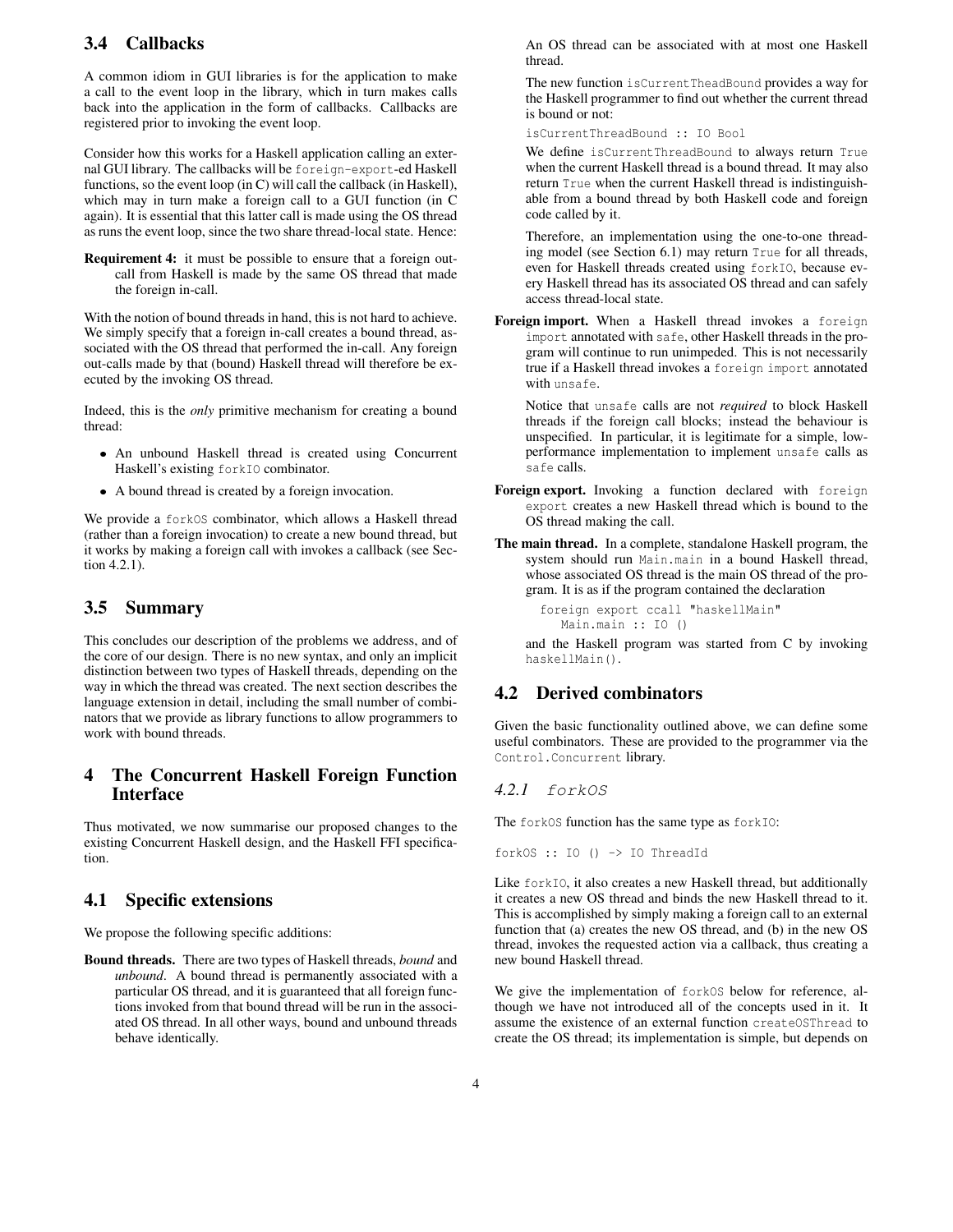## 3.4 Callbacks

A common idiom in GUI libraries is for the application to make a call to the event loop in the library, which in turn makes calls back into the application in the form of callbacks. Callbacks are registered prior to invoking the event loop.

Consider how this works for a Haskell application calling an external GUI library. The callbacks will be `foreign-export`-ed Haskell functions, so the event loop (in C) will call the callback (in Haskell), which may in turn make a foreign call to a GUI function (in C again). It is essential that this latter call is made using the OS thread as runs the event loop, since the two share thread-local state. Hence:

**Requirement 4:** it must be possible to ensure that a foreign out-call from Haskell is made by the same OS thread that made the foreign in-call.

With the notion of bound threads in hand, this is not hard to achieve. We simply specify that a foreign in-call creates a bound thread, associated with the OS thread that performed the in-call. Any foreign out-calls made by that (bound) Haskell thread will therefore be executed by the invoking OS thread.

Indeed, this is the *only* primitive mechanism for creating a bound thread:

- An unbound Haskell thread is created using Concurrent Haskell's existing `forkIO` combinator.
- A bound thread is created by a foreign invocation.

We provide a `forkOS` combinator, which allows a Haskell thread (rather than a foreign invocation) to create a new bound thread, but it works by making a foreign call with invokes a callback (see Section 4.2.1).

## 3.5 Summary

This concludes our description of the problems we address, and of the core of our design. There is no new syntax, and only an implicit distinction between two types of Haskell threads, depending on the way in which the thread was created. The next section describes the language extension in detail, including the small number of combinators that we provide as library functions to allow programmers to work with bound threads.

# 4 The Concurrent Haskell Foreign Function Interface

Thus motivated, we now summarise our proposed changes to the existing Concurrent Haskell design, and the Haskell FFI specification.

## 4.1 Specific extensions

We propose the following specific additions:

**Bound threads.** There are two types of Haskell threads, *bound* and *unbound*. A bound thread is permanently associated with a particular OS thread, and it is guaranteed that all foreign functions invoked from that bound thread will be run in the associated OS thread. In all other ways, bound and unbound threads behave identically.

An OS thread can be associated with at most one Haskell thread.

The new function `isCurrentTheadBound` provides a way for the Haskell programmer to find out whether the current thread is bound or not:

```
isCurrentThreadBound :: IO Bool
```

We define `isCurrentThreadBound` to always return `True` when the current Haskell thread is a bound thread. It may also return `True` when the current Haskell thread is indistinguishable from a bound thread by both Haskell code and foreign code called by it.

Therefore, an implementation using the one-to-one threading model (see Section 6.1) may return `True` for all threads, even for Haskell threads created using `forkIO`, because every Haskell thread has its associated OS thread and can safely access thread-local state.

**Foreign import.** When a Haskell thread invokes a `foreign import` annotated with `safe`, other Haskell threads in the program will continue to run unimpeded. This is not necessarily true if a Haskell thread invokes a `foreign import` annotated with `unsafe`.

Notice that `unsafe` calls are not *required* to block Haskell threads if the foreign call blocks; instead the behaviour is unspecified. In particular, it is legitimate for a simple, low-performance implementation to implement `unsafe` calls as `safe` calls.

**Foreign export.** Invoking a function declared with `foreign export` creates a new Haskell thread which is bound to the OS thread making the call.

**The main thread.** In a complete, standalone Haskell program, the system should run `Main.main` in a bound Haskell thread, whose associated OS thread is the main OS thread of the program. It is as if the program contained the declaration

```
foreign export ccall "haskellMain"
   Main.main :: IO ()
```

and the Haskell program was started from C by invoking `haskellMain()`.

## 4.2 Derived combinators

Given the basic functionality outlined above, we can define some useful combinators. These are provided to the programmer via the `Control.Concurrent` library.

### 4.2.1 forkOS

The `forkOS` function has the same type as `forkIO`:

```
forkOS :: IO () -> IO ThreadId
```

Like `forkIO`, it also creates a new Haskell thread, but additionally it creates a new OS thread and binds the new Haskell thread to it. This is accomplished by simply making a foreign call to an external function that (a) creates the new OS thread, and (b) in the new OS thread, invokes the requested action via a callback, thus creating a new bound Haskell thread.

We give the implementation of `forkOS` below for reference, although we have not introduced all of the concepts used in it. It assume the existence of an external function `createOSThread` to create the OS thread; its implementation is simple, but depends on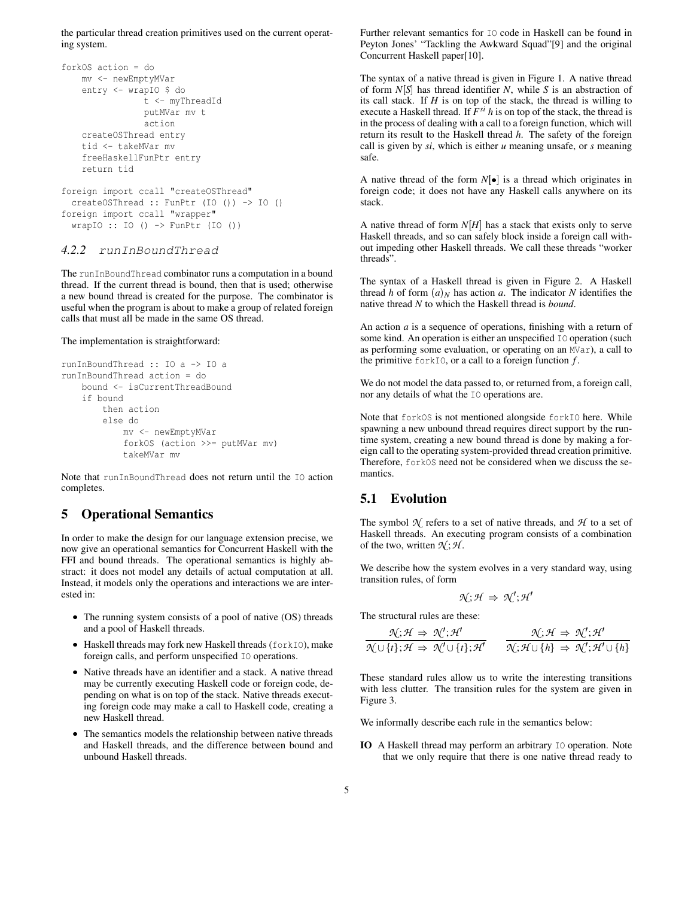the particular thread creation primitives used on the current operating system.

```
forkOS action = do
    mv <- newEmptyMVar
    entry <- wrapIO $ do
                t <- myThreadId
                putMVar mv t
                action
    createOSThread entry
    tid <- takeMVar mv
    freeHaskellFunPtr entry
    return tid

foreign import ccall "createOSThread"
  createOSThread :: FunPtr (IO ()) -> IO ()
foreign import ccall "wrapper"
  wrapIO :: IO () -> FunPtr (IO ())
```

### 4.2.2 runInBoundThread

The `runInBoundThread` combinator runs a computation in a bound thread. If the current thread is bound, then that is used; otherwise a new bound thread is created for the purpose. The combinator is useful when the program is about to make a group of related foreign calls that must all be made in the same OS thread.

The implementation is straightforward:

```
runInBoundThread :: IO a -> IO a
runInBoundThread action = do
    bound <- isCurrentThreadBound
    if bound
       then action
       else do
            mv <- newEmptyMVar
            forkOS (action >>= putMVar mv)
            takeMVar mv
```

Note that `runInBoundThread` does not return until the `IO` action completes.

## 5 Operational Semantics

In order to make the design for our language extension precise, we now give an operational semantics for Concurrent Haskell with the FFI and bound threads. The operational semantics is highly abstract: it does not model any details of actual computation at all. Instead, it models only the operations and interactions we are interested in:

- The running system consists of a pool of native (OS) threads and a pool of Haskell threads.
- Haskell threads may fork new Haskell threads (`forkIO`), make foreign calls, and perform unspecified `IO` operations.
- Native threads have an identifier and a stack. A native thread may be currently executing Haskell code or foreign code, depending on what is on top of the stack. Native threads executing foreign code may make a call to Haskell code, creating a new Haskell thread.
- The semantics models the relationship between native threads and Haskell threads, and the difference between bound and unbound Haskell threads.

Further relevant semantics for `IO` code in Haskell can be found in Peyton Jones' "Tackling the Awkward Squad"[9] and the original Concurrent Haskell paper[10].

The syntax of a native thread is given in Figure 1. A native thread of form $N[S]$ has thread identifier $N$, while $S$ is an abstraction of its call stack. If $H$ is on top of the stack, the thread is willing to execute a Haskell thread. If $F^{si}\,h$ is on top of the stack, the thread is in the process of dealing with a call to a foreign function, which will return its result to the Haskell thread $h$. The safety of the foreign call is given by $si$, which is either $u$ meaning unsafe, or $s$ meaning safe.

A native thread of the form $N[\bullet]$ is a thread which originates in foreign code; it does not have any Haskell calls anywhere on its stack.

A native thread of form $N[H]$ has a stack that exists only to serve Haskell threads, and so can safely block inside a foreign call without impeding other Haskell threads. We call these threads "worker threads".

The syntax of a Haskell thread is given in Figure 2. A Haskell thread $h$ of form $(a)_N$ has action $a$. The indicator $N$ identifies the native thread $N$ to which the Haskell thread is *bound*.

An action $a$ is a sequence of operations, finishing with a return of some kind. An operation is either an unspecified `IO` operation (such as performing some evaluation, or operating on an `MVar`), a call to the primitive `forkIO`, or a call to a foreign function $f$.

We do not model the data passed to, or returned from, a foreign call, nor any details of what the `IO` operations are.

Note that `forkOS` is not mentioned alongside `forkIO` here. While spawning a new unbound thread requires direct support by the runtime system, creating a new bound thread is done by making a foreign call to the operating system-provided thread creation primitive. Therefore, `forkOS` need not be considered when we discuss the semantics.

### 5.1 Evolution

The symbol $\mathcal{N}$ refers to a set of native threads, and $\mathcal{H}$ to a set of Haskell threads. An executing program consists of a combination of the two, written $\mathcal{N};\mathcal{H}$.

We describe how the system evolves in a very standard way, using transition rules, of form

$$\mathcal{N};\mathcal{H} \;\Rightarrow\; \mathcal{N}';\mathcal{H}'$$

The structural rules are these:

$$\frac{\mathcal{N};\mathcal{H} \;\Rightarrow\; \mathcal{N}';\mathcal{H}'}{\mathcal{N}\cup\{t\};\mathcal{H} \;\Rightarrow\; \mathcal{N}'\cup\{t\};\mathcal{H}'} \qquad \frac{\mathcal{N};\mathcal{H} \;\Rightarrow\; \mathcal{N}';\mathcal{H}'}{\mathcal{N};\mathcal{H}\cup\{h\} \;\Rightarrow\; \mathcal{N}';\mathcal{H}'\cup\{h\}}$$

These standard rules allow us to write the interesting transitions with less clutter. The transition rules for the system are given in Figure 3.

We informally describe each rule in the semantics below:

**IO** A Haskell thread may perform an arbitrary `IO` operation. Note that we only require that there is one native thread ready to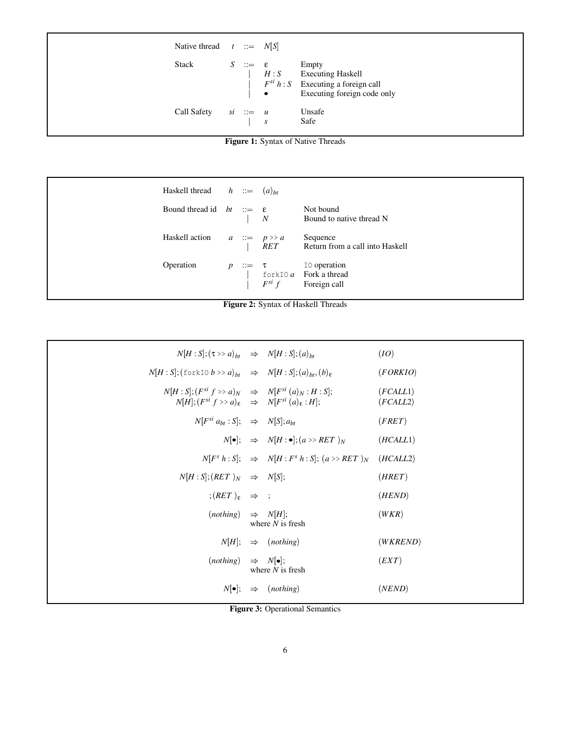| | | | |
|---|---|---|---|
| Native thread | $t$ | $::= N[S]$ | |
| Stack | $S$ | $::= \varepsilon$ | Empty |
| | | $\mid H : S$ | Executing Haskell |
| | | $\mid F^{si}\, h : S$ | Executing a foreign call |
| | | $\mid \bullet$ | Executing foreign code only |
| Call Safety | $si$ | $::= u$ | Unsafe |
| | | $\mid s$ | Safe |

**Figure 1:** Syntax of Native Threads

| | | | |
|---|---|---|---|
| Haskell thread | $h$ | $::= (a)_{bt}$ | |
| Bound thread id | $bt$ | $::= \varepsilon$ | Not bound |
| | | $\mid N$ | Bound to native thread N |
| Haskell action | $a$ | $::= p >> a$ | Sequence |
| | | $\mid RET$ | Return from a call into Haskell |
| Operation | $p$ | $::= \tau$ | `IO` operation |
| | | $\mid$ `forkIO` $a$ | Fork a thread |
| | | $\mid F^{si}\, f$ | Foreign call |

**Figure 2:** Syntax of Haskell Threads

| | | | |
|---|---|---|---|
| $N[H:S]; (\tau >> a)_{bt}$ | $\Rightarrow$ | $N[H:S]; (a)_{bt}$ | $(IO)$ |
| $N[H:S]; (\texttt{forkIO}\ b >> a)_{bt}$ | $\Rightarrow$ | $N[H:S]; (a)_{bt}, (b)_{\varepsilon}$ | $(FORKIO)$ |
| $N[H:S]; (F^{si}\, f >> a)_N$ | $\Rightarrow$ | $N[F^{si}\, (a)_N : H : S];$ | $(FCALL1)$ |
| $N[H]; (F^{si}\, f >> a)_{\varepsilon}$ | $\Rightarrow$ | $N[F^{si}\, (a)_{\varepsilon} : H];$ | $(FCALL2)$ |
| $N[F^{si}\, a_{bt} : S];$ | $\Rightarrow$ | $N[S]; a_{bt}$ | $(FRET)$ |
| $N[\bullet];$ | $\Rightarrow$ | $N[H : \bullet]; (a >> RET)_N$ | $(HCALL1)$ |
| $N[F^{s}\, h : S];$ | $\Rightarrow$ | $N[H : F^{s}\, h : S]; (a >> RET)_N$ | $(HCALL2)$ |
| $N[H:S]; (RET)_N$ | $\Rightarrow$ | $N[S];$ | $(HRET)$ |
| $; (RET)_{\varepsilon}$ | $\Rightarrow$ | $;$ | $(HEND)$ |
| $(nothing)$ | $\Rightarrow$ | $N[H];$ where $N$ is fresh | $(WKR)$ |
| $N[H];$ | $\Rightarrow$ | $(nothing)$ | $(WKREND)$ |
| $(nothing)$ | $\Rightarrow$ | $N[\bullet];$ where $N$ is fresh | $(EXT)$ |
| $N[\bullet];$ | $\Rightarrow$ | $(nothing)$ | $(NEND)$ |

**Figure 3:** Operational Semantics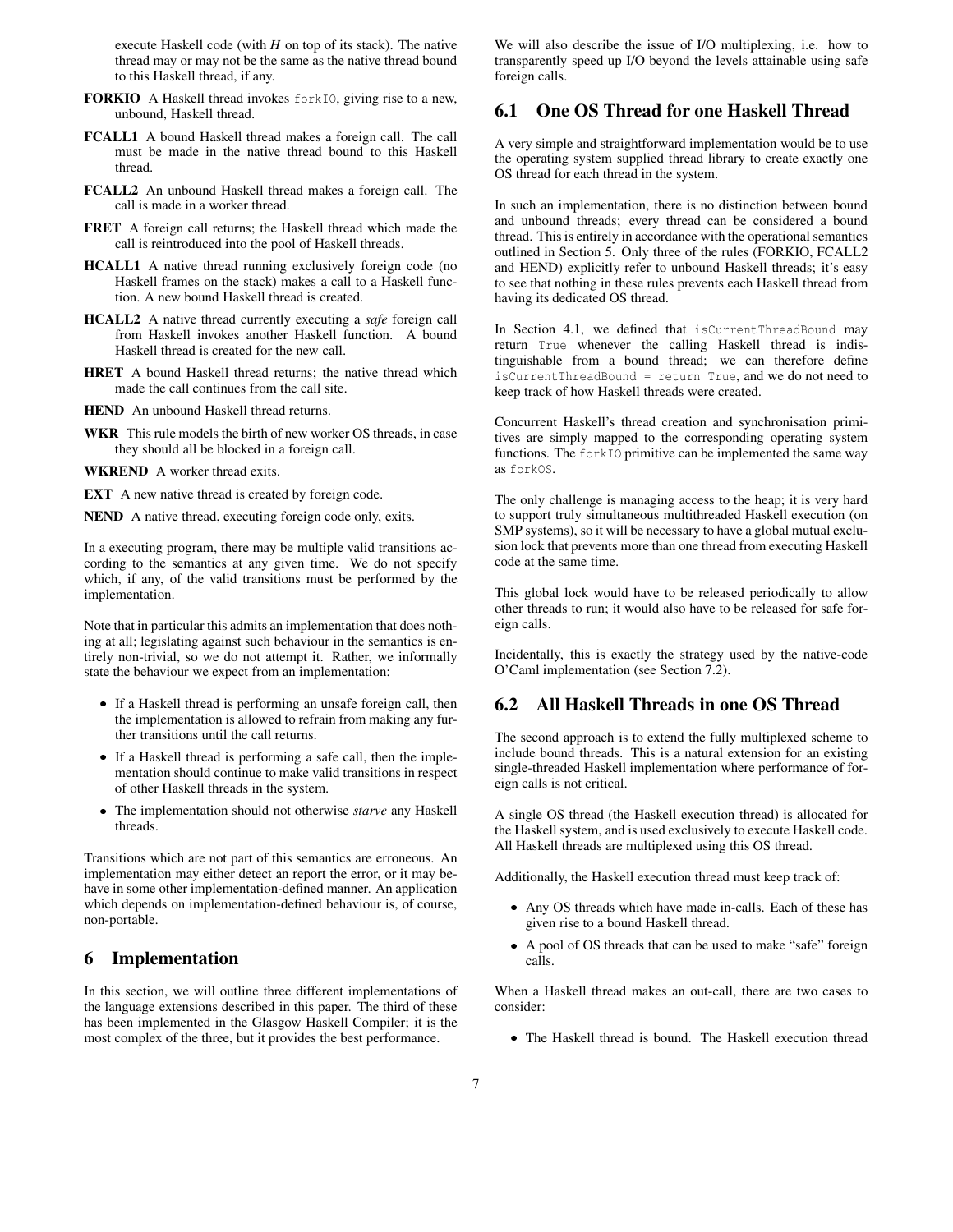execute Haskell code (with $H$ on top of its stack). The native thread may or may not be the same as the native thread bound to this Haskell thread, if any.

**FORKIO** A Haskell thread invokes `forkIO`, giving rise to a new, unbound, Haskell thread.

**FCALL1** A bound Haskell thread makes a foreign call. The call must be made in the native thread bound to this Haskell thread.

**FCALL2** An unbound Haskell thread makes a foreign call. The call is made in a worker thread.

**FRET** A foreign call returns; the Haskell thread which made the call is reintroduced into the pool of Haskell threads.

**HCALL1** A native thread running exclusively foreign code (no Haskell frames on the stack) makes a call to a Haskell function. A new bound Haskell thread is created.

**HCALL2** A native thread currently executing a *safe* foreign call from Haskell invokes another Haskell function. A bound Haskell thread is created for the new call.

**HRET** A bound Haskell thread returns; the native thread which made the call continues from the call site.

**HEND** An unbound Haskell thread returns.

**WKR** This rule models the birth of new worker OS threads, in case they should all be blocked in a foreign call.

**WKREND** A worker thread exits.

**EXT** A new native thread is created by foreign code.

**NEND** A native thread, executing foreign code only, exits.

In a executing program, there may be multiple valid transitions according to the semantics at any given time. We do not specify which, if any, of the valid transitions must be performed by the implementation.

Note that in particular this admits an implementation that does nothing at all; legislating against such behaviour in the semantics is entirely non-trivial, so we do not attempt it. Rather, we informally state the behaviour we expect from an implementation:

- If a Haskell thread is performing an unsafe foreign call, then the implementation is allowed to refrain from making any further transitions until the call returns.
- If a Haskell thread is performing a safe call, then the implementation should continue to make valid transitions in respect of other Haskell threads in the system.
- The implementation should not otherwise *starve* any Haskell threads.

Transitions which are not part of this semantics are erroneous. An implementation may either detect an report the error, or it may behave in some other implementation-defined manner. An application which depends on implementation-defined behaviour is, of course, non-portable.

# 6 Implementation

In this section, we will outline three different implementations of the language extensions described in this paper. The third of these has been implemented in the Glasgow Haskell Compiler; it is the most complex of the three, but it provides the best performance.

We will also describe the issue of I/O multiplexing, i.e. how to transparently speed up I/O beyond the levels attainable using safe foreign calls.

## 6.1 One OS Thread for one Haskell Thread

A very simple and straightforward implementation would be to use the operating system supplied thread library to create exactly one OS thread for each thread in the system.

In such an implementation, there is no distinction between bound and unbound threads; every thread can be considered a bound thread. This is entirely in accordance with the operational semantics outlined in Section 5. Only three of the rules (FORKIO, FCALL2 and HEND) explicitly refer to unbound Haskell threads; it's easy to see that nothing in these rules prevents each Haskell thread from having its dedicated OS thread.

In Section 4.1, we defined that `isCurrentThreadBound` may return `True` whenever the calling Haskell thread is indistinguishable from a bound thread; we can therefore define `isCurrentThreadBound = return True`, and we do not need to keep track of how Haskell threads were created.

Concurrent Haskell's thread creation and synchronisation primitives are simply mapped to the corresponding operating system functions. The `forkIO` primitive can be implemented the same way as `forkOS`.

The only challenge is managing access to the heap; it is very hard to support truly simultaneous multithreaded Haskell execution (on SMP systems), so it will be necessary to have a global mutual exclusion lock that prevents more than one thread from executing Haskell code at the same time.

This global lock would have to be released periodically to allow other threads to run; it would also have to be released for safe foreign calls.

Incidentally, this is exactly the strategy used by the native-code O'Caml implementation (see Section 7.2).

## 6.2 All Haskell Threads in one OS Thread

The second approach is to extend the fully multiplexed scheme to include bound threads. This is a natural extension for an existing single-threaded Haskell implementation where performance of foreign calls is not critical.

A single OS thread (the Haskell execution thread) is allocated for the Haskell system, and is used exclusively to execute Haskell code. All Haskell threads are multiplexed using this OS thread.

Additionally, the Haskell execution thread must keep track of:

- Any OS threads which have made in-calls. Each of these has given rise to a bound Haskell thread.
- A pool of OS threads that can be used to make "safe" foreign calls.

When a Haskell thread makes an out-call, there are two cases to consider:

- The Haskell thread is bound. The Haskell execution thread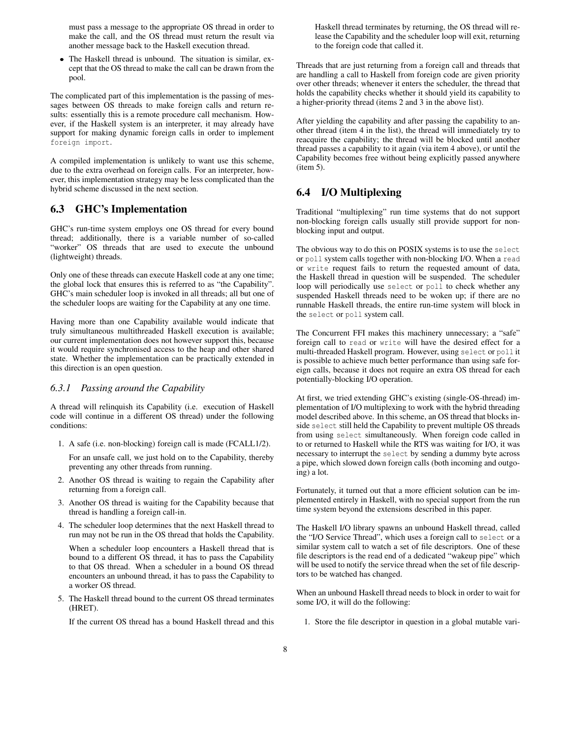must pass a message to the appropriate OS thread in order to make the call, and the OS thread must return the result via another message back to the Haskell execution thread.

- The Haskell thread is unbound. The situation is similar, except that the OS thread to make the call can be drawn from the pool.

The complicated part of this implementation is the passing of messages between OS threads to make foreign calls and return results: essentially this is a remote procedure call mechanism. However, if the Haskell system is an interpreter, it may already have support for making dynamic foreign calls in order to implement `foreign import`.

A compiled implementation is unlikely to want use this scheme, due to the extra overhead on foreign calls. For an interpreter, however, this implementation strategy may be less complicated than the hybrid scheme discussed in the next section.

## 6.3 GHC's Implementation

GHC's run-time system employs one OS thread for every bound thread; additionally, there is a variable number of so-called "worker" OS threads that are used to execute the unbound (lightweight) threads.

Only one of these threads can execute Haskell code at any one time; the global lock that ensures this is referred to as "the Capability". GHC's main scheduler loop is invoked in all threads; all but one of the scheduler loops are waiting for the Capability at any one time.

Having more than one Capability available would indicate that truly simultaneous multithreaded Haskell execution is available; our current implementation does not however support this, because it would require synchronised access to the heap and other shared state. Whether the implementation can be practically extended in this direction is an open question.

### 6.3.1 *Passing around the Capability*

A thread will relinquish its Capability (i.e. execution of Haskell code will continue in a different OS thread) under the following conditions:

1. A safe (i.e. non-blocking) foreign call is made (FCALL1/2).

   For an unsafe call, we just hold on to the Capability, thereby preventing any other threads from running.

2. Another OS thread is waiting to regain the Capability after returning from a foreign call.

3. Another OS thread is waiting for the Capability because that thread is handling a foreign call-in.

4. The scheduler loop determines that the next Haskell thread to run may not be run in the OS thread that holds the Capability.

   When a scheduler loop encounters a Haskell thread that is bound to a different OS thread, it has to pass the Capability to that OS thread. When a scheduler in a bound OS thread encounters an unbound thread, it has to pass the Capability to a worker OS thread.

5. The Haskell thread bound to the current OS thread terminates (HRET).

   If the current OS thread has a bound Haskell thread and this Haskell thread terminates by returning, the OS thread will release the Capability and the scheduler loop will exit, returning to the foreign code that called it.

Threads that are just returning from a foreign call and threads that are handling a call to Haskell from foreign code are given priority over other threads; whenever it enters the scheduler, the thread that holds the capability checks whether it should yield its capability to a higher-priority thread (items 2 and 3 in the above list).

After yielding the capability and after passing the capability to another thread (item 4 in the list), the thread will immediately try to reacquire the capability; the thread will be blocked until another thread passes a capability to it again (via item 4 above), or until the Capability becomes free without being explicitly passed anywhere (item 5).

## 6.4 I/O Multiplexing

Traditional "multiplexing" run time systems that do not support non-blocking foreign calls usually still provide support for non-blocking input and output.

The obvious way to do this on POSIX systems is to use the `select` or `poll` system calls together with non-blocking I/O. When a `read` or `write` request fails to return the requested amount of data, the Haskell thread in question will be suspended. The scheduler loop will periodically use `select` or `poll` to check whether any suspended Haskell threads need to be woken up; if there are no runnable Haskell threads, the entire run-time system will block in the `select` or `poll` system call.

The Concurrent FFI makes this machinery unnecessary; a "safe" foreign call to `read` or `write` will have the desired effect for a multi-threaded Haskell program. However, using `select` or `poll` it is possible to achieve much better performance than using safe foreign calls, because it does not require an extra OS thread for each potentially-blocking I/O operation.

At first, we tried extending GHC's existing (single-OS-thread) implementation of I/O multiplexing to work with the hybrid threading model described above. In this scheme, an OS thread that blocks inside `select` still held the Capability to prevent multiple OS threads from using `select` simultaneously. When foreign code called in to or returned to Haskell while the RTS was waiting for I/O, it was necessary to interrupt the `select` by sending a dummy byte across a pipe, which slowed down foreign calls (both incoming and outgoing) a lot.

Fortunately, it turned out that a more efficient solution can be implemented entirely in Haskell, with no special support from the run time system beyond the extensions described in this paper.

The Haskell I/O library spawns an unbound Haskell thread, called the "I/O Service Thread", which uses a foreign call to `select` or a similar system call to watch a set of file descriptors. One of these file descriptors is the read end of a dedicated "wakeup pipe" which will be used to notify the service thread when the set of file descriptors to be watched has changed.

When an unbound Haskell thread needs to block in order to wait for some I/O, it will do the following:

1. Store the file descriptor in question in a global mutable vari-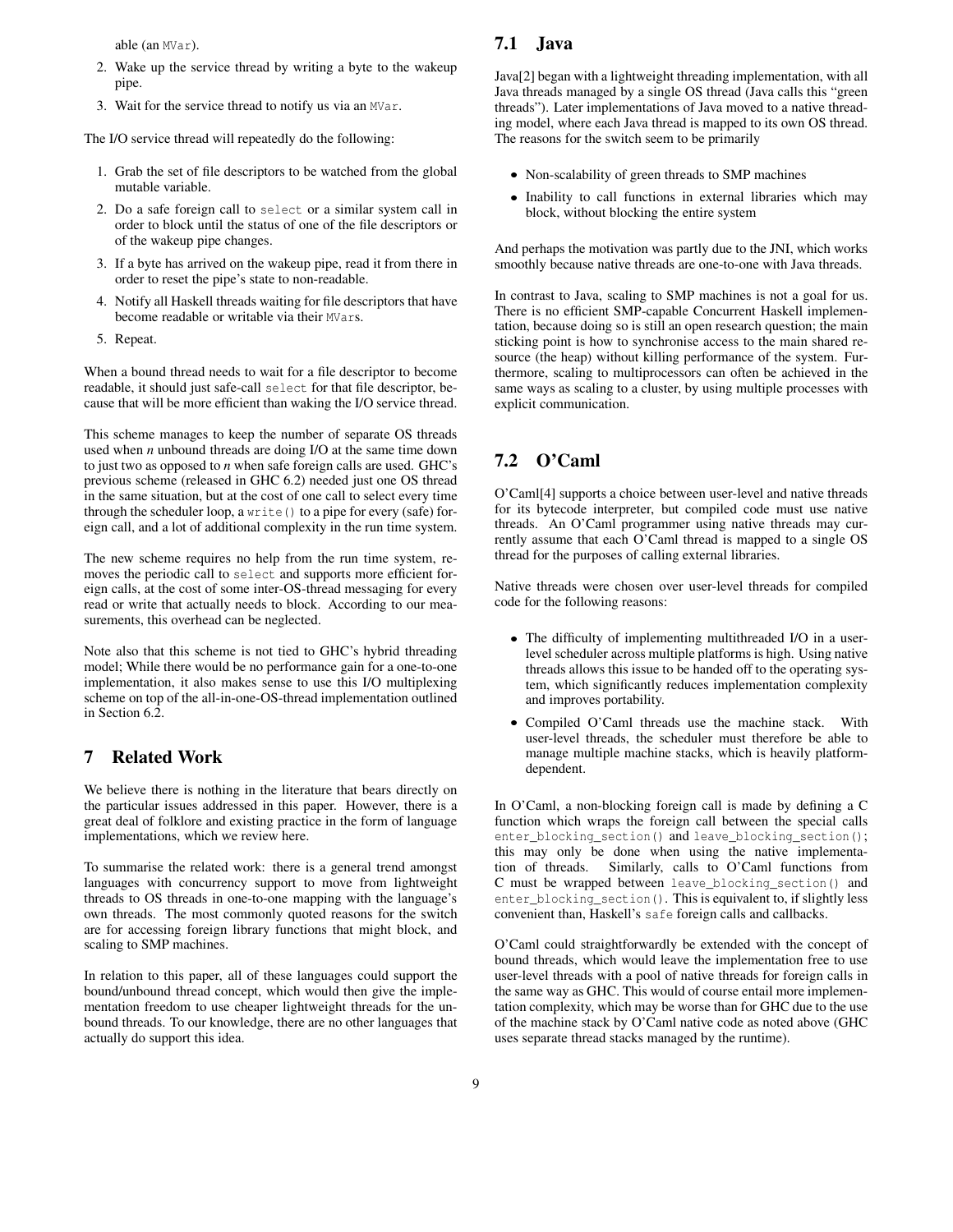able (an `MVar`).

2. Wake up the service thread by writing a byte to the wakeup pipe.
3. Wait for the service thread to notify us via an `MVar`.

The I/O service thread will repeatedly do the following:

1. Grab the set of file descriptors to be watched from the global mutable variable.
2. Do a safe foreign call to `select` or a similar system call in order to block until the status of one of the file descriptors or of the wakeup pipe changes.
3. If a byte has arrived on the wakeup pipe, read it from there in order to reset the pipe's state to non-readable.
4. Notify all Haskell threads waiting for file descriptors that have become readable or writable via their `MVar`s.
5. Repeat.

When a bound thread needs to wait for a file descriptor to become readable, it should just safe-call `select` for that file descriptor, because that will be more efficient than waking the I/O service thread.

This scheme manages to keep the number of separate OS threads used when *n* unbound threads are doing I/O at the same time down to just two as opposed to *n* when safe foreign calls are used. GHC's previous scheme (released in GHC 6.2) needed just one OS thread in the same situation, but at the cost of one call to select every time through the scheduler loop, a `write()` to a pipe for every (safe) foreign call, and a lot of additional complexity in the run time system.

The new scheme requires no help from the run time system, removes the periodic call to `select` and supports more efficient foreign calls, at the cost of some inter-OS-thread messaging for every read or write that actually needs to block. According to our measurements, this overhead can be neglected.

Note also that this scheme is not tied to GHC's hybrid threading model; While there would be no performance gain for a one-to-one implementation, it also makes sense to use this I/O multiplexing scheme on top of the all-in-one-OS-thread implementation outlined in Section 6.2.

# 7 Related Work

We believe there is nothing in the literature that bears directly on the particular issues addressed in this paper. However, there is a great deal of folklore and existing practice in the form of language implementations, which we review here.

To summarise the related work: there is a general trend amongst languages with concurrency support to move from lightweight threads to OS threads in one-to-one mapping with the language's own threads. The most commonly quoted reasons for the switch are for accessing foreign library functions that might block, and scaling to SMP machines.

In relation to this paper, all of these languages could support the bound/unbound thread concept, which would then give the implementation freedom to use cheaper lightweight threads for the unbound threads. To our knowledge, there are no other languages that actually do support this idea.

## 7.1 Java

Java[2] began with a lightweight threading implementation, with all Java threads managed by a single OS thread (Java calls this "green threads"). Later implementations of Java moved to a native threading model, where each Java thread is mapped to its own OS thread. The reasons for the switch seem to be primarily

- Non-scalability of green threads to SMP machines
- Inability to call functions in external libraries which may block, without blocking the entire system

And perhaps the motivation was partly due to the JNI, which works smoothly because native threads are one-to-one with Java threads.

In contrast to Java, scaling to SMP machines is not a goal for us. There is no efficient SMP-capable Concurrent Haskell implementation, because doing so is still an open research question; the main sticking point is how to synchronise access to the main shared resource (the heap) without killing performance of the system. Furthermore, scaling to multiprocessors can often be achieved in the same ways as scaling to a cluster, by using multiple processes with explicit communication.

## 7.2 O'Caml

O'Caml[4] supports a choice between user-level and native threads for its bytecode interpreter, but compiled code must use native threads. An O'Caml programmer using native threads may currently assume that each O'Caml thread is mapped to a single OS thread for the purposes of calling external libraries.

Native threads were chosen over user-level threads for compiled code for the following reasons:

- The difficulty of implementing multithreaded I/O in a user-level scheduler across multiple platforms is high. Using native threads allows this issue to be handed off to the operating system, which significantly reduces implementation complexity and improves portability.
- Compiled O'Caml threads use the machine stack. With user-level threads, the scheduler must therefore be able to manage multiple machine stacks, which is heavily platform-dependent.

In O'Caml, a non-blocking foreign call is made by defining a C function which wraps the foreign call between the special calls `enter_blocking_section()` and `leave_blocking_section()`; this may only be done when using the native implementation of threads. Similarly, calls to O'Caml functions from C must be wrapped between `leave_blocking_section()` and `enter_blocking_section()`. This is equivalent to, if slightly less convenient than, Haskell's `safe` foreign calls and callbacks.

O'Caml could straightforwardly be extended with the concept of bound threads, which would leave the implementation free to use user-level threads with a pool of native threads for foreign calls in the same way as GHC. This would of course entail more implementation complexity, which may be worse than for GHC due to the use of the machine stack by O'Caml native code as noted above (GHC uses separate thread stacks managed by the runtime).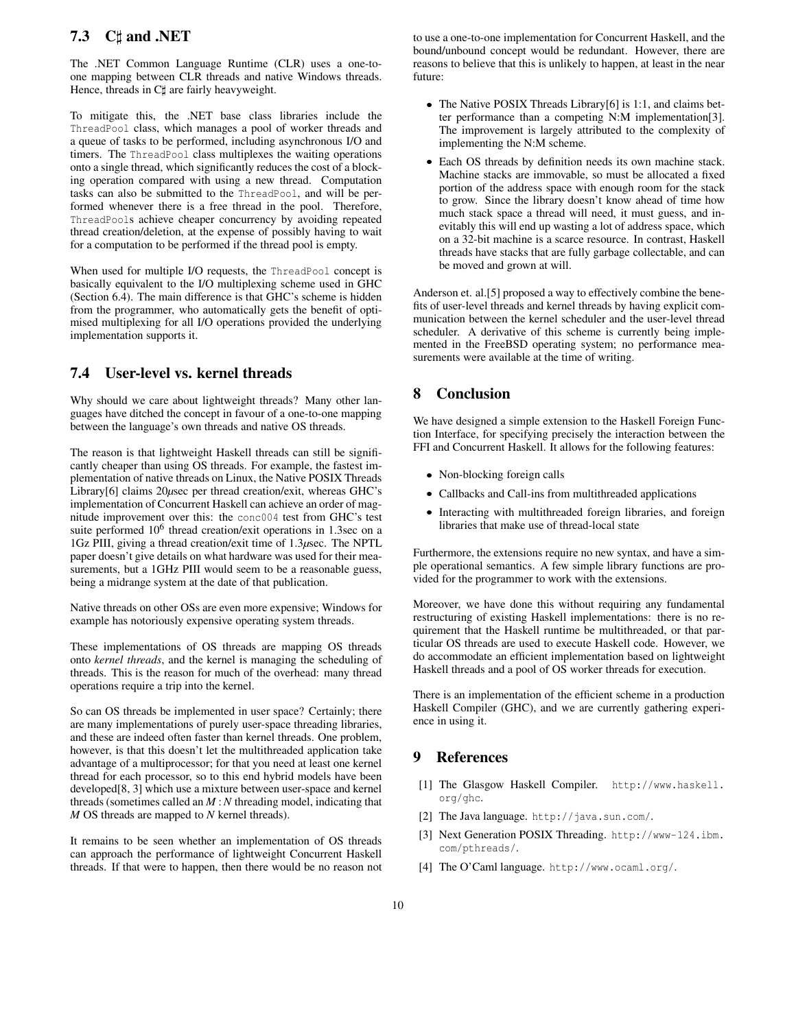## 7.3 C♯ and .NET

The .NET Common Language Runtime (CLR) uses a one-to-one mapping between CLR threads and native Windows threads. Hence, threads in C♯ are fairly heavyweight.

To mitigate this, the .NET base class libraries include the `ThreadPool` class, which manages a pool of worker threads and a queue of tasks to be performed, including asynchronous I/O and timers. The `ThreadPool` class multiplexes the waiting operations onto a single thread, which significantly reduces the cost of a blocking operation compared with using a new thread. Computation tasks can also be submitted to the `ThreadPool`, and will be performed whenever there is a free thread in the pool. Therefore, `ThreadPool`s achieve cheaper concurrency by avoiding repeated thread creation/deletion, at the expense of possibly having to wait for a computation to be performed if the thread pool is empty.

When used for multiple I/O requests, the `ThreadPool` concept is basically equivalent to the I/O multiplexing scheme used in GHC (Section 6.4). The main difference is that GHC's scheme is hidden from the programmer, who automatically gets the benefit of optimised multiplexing for all I/O operations provided the underlying implementation supports it.

## 7.4 User-level vs. kernel threads

Why should we care about lightweight threads? Many other languages have ditched the concept in favour of a one-to-one mapping between the language's own threads and native OS threads.

The reason is that lightweight Haskell threads can still be significantly cheaper than using OS threads. For example, the fastest implementation of native threads on Linux, the Native POSIX Threads Library[6] claims 20$\mu$sec per thread creation/exit, whereas GHC's implementation of Concurrent Haskell can achieve an order of magnitude improvement over this: the `conc004` test from GHC's test suite performed $10^6$ thread creation/exit operations in 1.3sec on a 1Gz PIII, giving a thread creation/exit time of 1.3$\mu$sec. The NPTL paper doesn't give details on what hardware was used for their measurements, but a 1GHz PIII would seem to be a reasonable guess, being a midrange system at the date of that publication.

Native threads on other OSs are even more expensive; Windows for example has notoriously expensive operating system threads.

These implementations of OS threads are mapping OS threads onto *kernel threads*, and the kernel is managing the scheduling of threads. This is the reason for much of the overhead: many thread operations require a trip into the kernel.

So can OS threads be implemented in user space? Certainly; there are many implementations of purely user-space threading libraries, and these are indeed often faster than kernel threads. One problem, however, is that this doesn't let the multithreaded application take advantage of a multiprocessor; for that you need at least one kernel thread for each processor, so to this end hybrid models have been developed[8, 3] which use a mixture between user-space and kernel threads (sometimes called an $M:N$ threading model, indicating that $M$ OS threads are mapped to $N$ kernel threads).

It remains to be seen whether an implementation of OS threads can approach the performance of lightweight Concurrent Haskell threads. If that were to happen, then there would be no reason not to use a one-to-one implementation for Concurrent Haskell, and the bound/unbound concept would be redundant. However, there are reasons to believe that this is unlikely to happen, at least in the near future:

- The Native POSIX Threads Library[6] is 1:1, and claims better performance than a competing N:M implementation[3]. The improvement is largely attributed to the complexity of implementing the N:M scheme.
- Each OS threads by definition needs its own machine stack. Machine stacks are immovable, so must be allocated a fixed portion of the address space with enough room for the stack to grow. Since the library doesn't know ahead of time how much stack space a thread will need, it must guess, and inevitably this will end up wasting a lot of address space, which on a 32-bit machine is a scarce resource. In contrast, Haskell threads have stacks that are fully garbage collectable, and can be moved and grown at will.

Anderson et. al.[5] proposed a way to effectively combine the benefits of user-level threads and kernel threads by having explicit communication between the kernel scheduler and the user-level thread scheduler. A derivative of this scheme is currently being implemented in the FreeBSD operating system; no performance measurements were available at the time of writing.

# 8 Conclusion

We have designed a simple extension to the Haskell Foreign Function Interface, for specifying precisely the interaction between the FFI and Concurrent Haskell. It allows for the following features:

- Non-blocking foreign calls
- Callbacks and Call-ins from multithreaded applications
- Interacting with multithreaded foreign libraries, and foreign libraries that make use of thread-local state

Furthermore, the extensions require no new syntax, and have a simple operational semantics. A few simple library functions are provided for the programmer to work with the extensions.

Moreover, we have done this without requiring any fundamental restructuring of existing Haskell implementations: there is no requirement that the Haskell runtime be multithreaded, or that particular OS threads are used to execute Haskell code. However, we do accommodate an efficient implementation based on lightweight Haskell threads and a pool of OS worker threads for execution.

There is an implementation of the efficient scheme in a production Haskell Compiler (GHC), and we are currently gathering experience in using it.

# 9 References

[1] The Glasgow Haskell Compiler. `http://www.haskell.org/ghc`.

[2] The Java language. `http://java.sun.com/`.

[3] Next Generation POSIX Threading. `http://www-124.ibm.com/pthreads/`.

[4] The O'Caml language. `http://www.ocaml.org/`.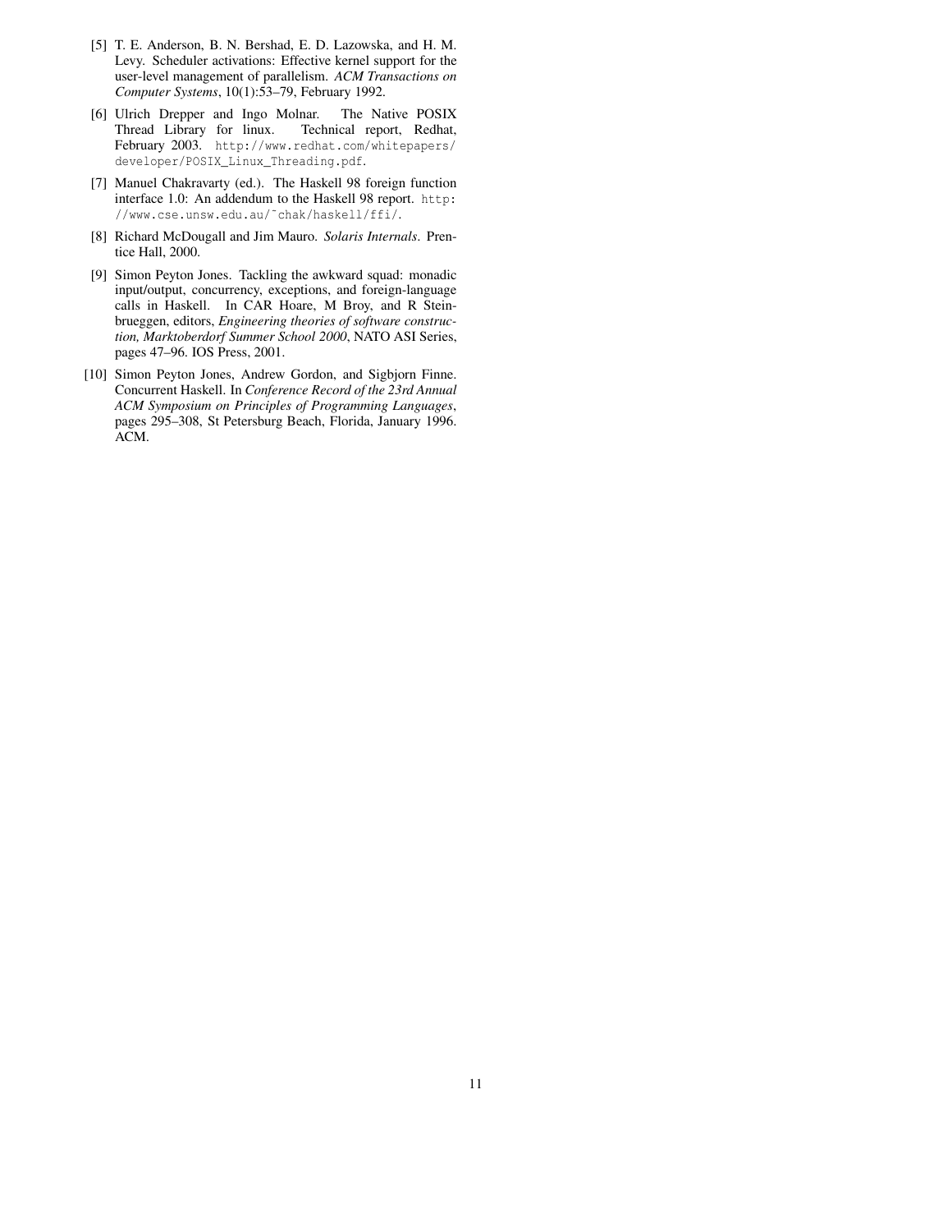[5] T. E. Anderson, B. N. Bershad, E. D. Lazowska, and H. M. Levy. Scheduler activations: Effective kernel support for the user-level management of parallelism. *ACM Transactions on Computer Systems*, 10(1):53–79, February 1992.

[6] Ulrich Drepper and Ingo Molnar. The Native POSIX Thread Library for linux. Technical report, Redhat, February 2003. `http://www.redhat.com/whitepapers/developer/POSIX_Linux_Threading.pdf`.

[7] Manuel Chakravarty (ed.). The Haskell 98 foreign function interface 1.0: An addendum to the Haskell 98 report. `http://www.cse.unsw.edu.au/~chak/haskell/ffi/`.

[8] Richard McDougall and Jim Mauro. *Solaris Internals*. Prentice Hall, 2000.

[9] Simon Peyton Jones. Tackling the awkward squad: monadic input/output, concurrency, exceptions, and foreign-language calls in Haskell. In CAR Hoare, M Broy, and R Steinbrueggen, editors, *Engineering theories of software construction, Marktoberdorf Summer School 2000*, NATO ASI Series, pages 47–96. IOS Press, 2001.

[10] Simon Peyton Jones, Andrew Gordon, and Sigbjorn Finne. Concurrent Haskell. In *Conference Record of the 23rd Annual ACM Symposium on Principles of Programming Languages*, pages 295–308, St Petersburg Beach, Florida, January 1996. ACM.